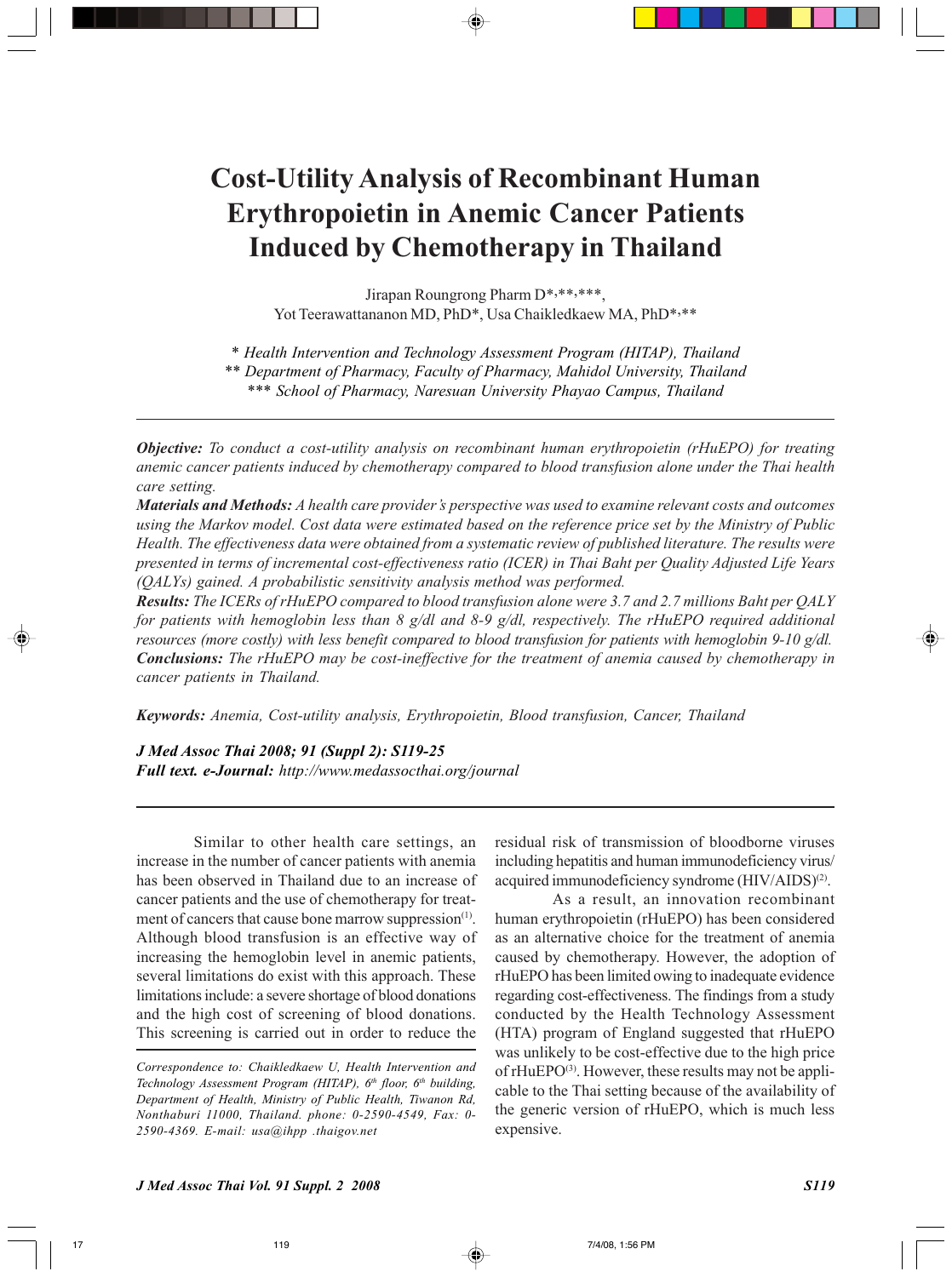# Cost-Utility Analysis of Recombinant Human Erythropoietin in Anemic Cancer Patients Induced by Chemotherapy in Thailand

Jirapan Roungrong Pharm D*,**,***,
Yot Teerawattananon MD, PhD*, Usa Chaikledkaew MA, PhD*,**

*\* Health Intervention and Technology Assessment Program (HITAP), Thailand*
*\*\* Department of Pharmacy, Faculty of Pharmacy, Mahidol University, Thailand*
*\*\*\* School of Pharmacy, Naresuan University Phayao Campus, Thailand*

***Objective:*** *To conduct a cost-utility analysis on recombinant human erythropoietin (rHuEPO) for treating anemic cancer patients induced by chemotherapy compared to blood transfusion alone under the Thai health care setting.*

***Materials and Methods:*** *A health care provider's perspective was used to examine relevant costs and outcomes using the Markov model. Cost data were estimated based on the reference price set by the Ministry of Public Health. The effectiveness data were obtained from a systematic review of published literature. The results were presented in terms of incremental cost-effectiveness ratio (ICER) in Thai Baht per Quality Adjusted Life Years (QALYs) gained. A probabilistic sensitivity analysis method was performed.*

***Results:*** *The ICERs of rHuEPO compared to blood transfusion alone were 3.7 and 2.7 millions Baht per QALY for patients with hemoglobin less than 8 g/dl and 8-9 g/dl, respectively. The rHuEPO required additional resources (more costly) with less benefit compared to blood transfusion for patients with hemoglobin 9-10 g/dl.*

***Conclusions:*** *The rHuEPO may be cost-ineffective for the treatment of anemia caused by chemotherapy in cancer patients in Thailand.*

***Keywords:*** *Anemia, Cost-utility analysis, Erythropoietin, Blood transfusion, Cancer, Thailand*

***J Med Assoc Thai 2008; 91 (Suppl 2): S119-25***
***Full text. e-Journal:*** *http://www.medassocthai.org/journal*

Similar to other health care settings, an increase in the number of cancer patients with anemia has been observed in Thailand due to an increase of cancer patients and the use of chemotherapy for treatment of cancers that cause bone marrow suppression[1]. Although blood transfusion is an effective way of increasing the hemoglobin level in anemic patients, several limitations do exist with this approach. These limitations include: a severe shortage of blood donations and the high cost of screening of blood donations. This screening is carried out in order to reduce the residual risk of transmission of bloodborne viruses including hepatitis and human immunodeficiency virus/acquired immunodeficiency syndrome (HIV/AIDS)[2].

As a result, an innovation recombinant human erythropoietin (rHuEPO) has been considered as an alternative choice for the treatment of anemia caused by chemotherapy. However, the adoption of rHuEPO has been limited owing to inadequate evidence regarding cost-effectiveness. The findings from a study conducted by the Health Technology Assessment (HTA) program of England suggested that rHuEPO was unlikely to be cost-effective due to the high price of rHuEPO[3]. However, these results may not be applicable to the Thai setting because of the availability of the generic version of rHuEPO, which is much less expensive.

*Correspondence to: Chaikledkaew U, Health Intervention and Technology Assessment Program (HITAP), 6th floor, 6th building, Department of Health, Ministry of Public Health, Tiwanon Rd, Nonthaburi 11000, Thailand. phone: 0-2590-4549, Fax: 0-2590-4369. E-mail: usa@ihpp .thaigov.net*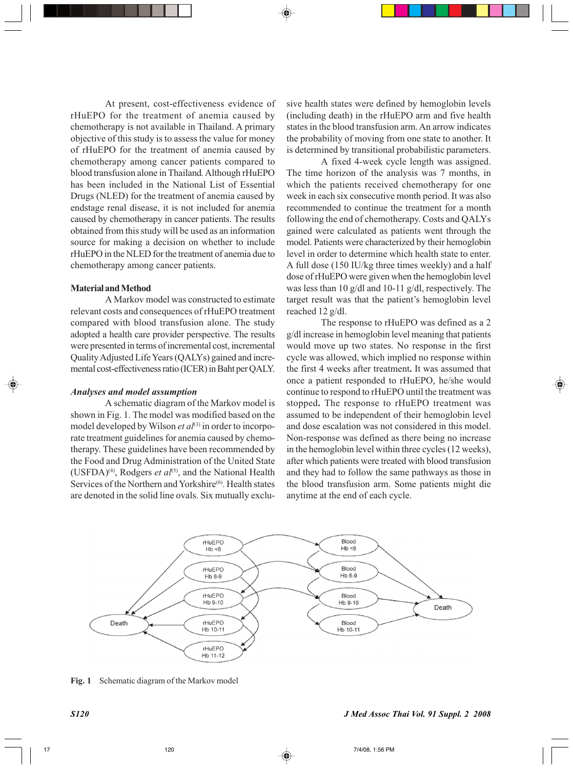At present, cost-effectiveness evidence of rHuEPO for the treatment of anemia caused by chemotherapy is not available in Thailand. A primary objective of this study is to assess the value for money of rHuEPO for the treatment of anemia caused by chemotherapy among cancer patients compared to blood transfusion alone in Thailand. Although rHuEPO has been included in the National List of Essential Drugs (NLED) for the treatment of anemia caused by endstage renal disease, it is not included for anemia caused by chemotherapy in cancer patients. The results obtained from this study will be used as an information source for making a decision on whether to include rHuEPO in the NLED for the treatment of anemia due to chemotherapy among cancer patients.

**Material and Method**

A Markov model was constructed to estimate relevant costs and consequences of rHuEPO treatment compared with blood transfusion alone. The study adopted a health care provider perspective. The results were presented in terms of incremental cost, incremental Quality Adjusted Life Years (QALYs) gained and incremental cost-effectiveness ratio (ICER) in Baht per QALY.

***Analyses and model assumption***

A schematic diagram of the Markov model is shown in Fig. 1. The model was modified based on the model developed by Wilson *et al*[3] in order to incorporate treatment guidelines for anemia caused by chemotherapy. These guidelines have been recommended by the Food and Drug Administration of the United State (USFDA)[4], Rodgers *et al*[5], and the National Health Services of the Northern and Yorkshire[6]. Health states are denoted in the solid line ovals. Six mutually exclusive health states were defined by hemoglobin levels (including death) in the rHuEPO arm and five health states in the blood transfusion arm. An arrow indicates the probability of moving from one state to another. It is determined by transitional probabilistic parameters.

A fixed 4-week cycle length was assigned. The time horizon of the analysis was 7 months, in which the patients received chemotherapy for one week in each six consecutive month period. It was also recommended to continue the treatment for a month following the end of chemotherapy. Costs and QALYs gained were calculated as patients went through the model. Patients were characterized by their hemoglobin level in order to determine which health state to enter. A full dose (150 IU/kg three times weekly) and a half dose of rHuEPO were given when the hemoglobin level was less than 10 g/dl and 10-11 g/dl, respectively. The target result was that the patient's hemoglobin level reached 12 g/dl.

The response to rHuEPO was defined as a 2 g/dl increase in hemoglobin level meaning that patients would move up two states. No response in the first cycle was allowed, which implied no response within the first 4 weeks after treatment**.** It was assumed that once a patient responded to rHuEPO, he/she would continue to respond to rHuEPO until the treatment was stopped**.** The response to rHuEPO treatment was assumed to be independent of their hemoglobin level and dose escalation was not considered in this model. Non-response was defined as there being no increase in the hemoglobin level within three cycles (12 weeks), after which patients were treated with blood transfusion and they had to follow the same pathways as those in the blood transfusion arm. Some patients might die anytime at the end of each cycle.

**Fig. 1** Schematic diagram of the Markov model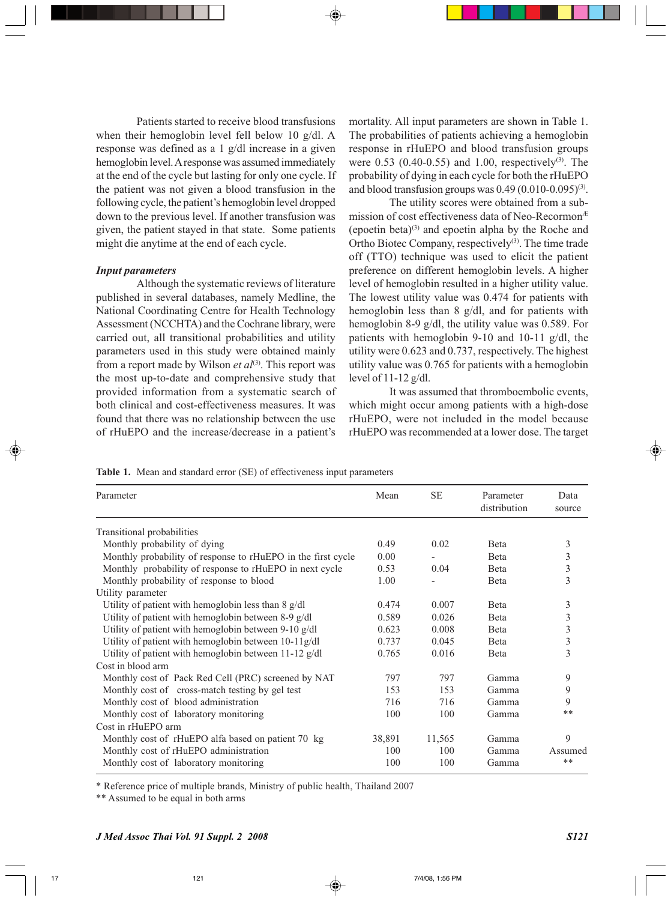Patients started to receive blood transfusions when their hemoglobin level fell below 10 g/dl. A response was defined as a 1 g/dl increase in a given hemoglobin level. A response was assumed immediately at the end of the cycle but lasting for only one cycle. If the patient was not given a blood transfusion in the following cycle, the patient's hemoglobin level dropped down to the previous level. If another transfusion was given, the patient stayed in that state. Some patients might die anytime at the end of each cycle.

### *Input parameters*

Although the systematic reviews of literature published in several databases, namely Medline, the National Coordinating Centre for Health Technology Assessment (NCCHTA) and the Cochrane library, were carried out, all transitional probabilities and utility parameters used in this study were obtained mainly from a report made by Wilson *et al*[3]. This report was the most up-to-date and comprehensive study that provided information from a systematic search of both clinical and cost-effectiveness measures. It was found that there was no relationship between the use of rHuEPO and the increase/decrease in a patient's mortality. All input parameters are shown in Table 1. The probabilities of patients achieving a hemoglobin response in rHuEPO and blood transfusion groups were 0.53 (0.40-0.55) and 1.00, respectively[3]. The probability of dying in each cycle for both the rHuEPO and blood transfusion groups was 0.49 (0.010-0.095)[3].

The utility scores were obtained from a submission of cost effectiveness data of Neo-Recormon[Æ] (epoetin beta)[3] and epoetin alpha by the Roche and Ortho Biotec Company, respectively[3]. The time trade off (TTO) technique was used to elicit the patient preference on different hemoglobin levels. A higher level of hemoglobin resulted in a higher utility value. The lowest utility value was 0.474 for patients with hemoglobin less than 8 g/dl, and for patients with hemoglobin 8-9 g/dl, the utility value was 0.589. For patients with hemoglobin 9-10 and 10-11 g/dl, the utility were 0.623 and 0.737, respectively. The highest utility value was 0.765 for patients with a hemoglobin level of 11-12 g/dl.

It was assumed that thromboembolic events, which might occur among patients with a high-dose rHuEPO, were not included in the model because rHuEPO was recommended at a lower dose. The target

**Table 1.** Mean and standard error (SE) of effectiveness input parameters

| Parameter | Mean | SE | Parameter distribution | Data source |
|---|---|---|---|---|
| Transitional probabilities | | | | |
| Monthly probability of dying | 0.49 | 0.02 | Beta | 3 |
| Monthly probability of response to rHuEPO in the first cycle | 0.00 | - | Beta | 3 |
| Monthly probability of response to rHuEPO in next cycle | 0.53 | 0.04 | Beta | 3 |
| Monthly probability of response to blood | 1.00 | - | Beta | 3 |
| Utility parameter | | | | |
| Utility of patient with hemoglobin less than 8 g/dl | 0.474 | 0.007 | Beta | 3 |
| Utility of patient with hemoglobin between 8-9 g/dl | 0.589 | 0.026 | Beta | 3 |
| Utility of patient with hemoglobin between 9-10 g/dl | 0.623 | 0.008 | Beta | 3 |
| Utility of patient with hemoglobin between 10-11g/dl | 0.737 | 0.045 | Beta | 3 |
| Utility of patient with hemoglobin between 11-12 g/dl | 0.765 | 0.016 | Beta | 3 |
| Cost in blood arm | | | | |
| Monthly cost of Pack Red Cell (PRC) screened by NAT | 797 | 797 | Gamma | 9 |
| Monthly cost of cross-match testing by gel test | 153 | 153 | Gamma | 9 |
| Monthly cost of blood administration | 716 | 716 | Gamma | 9 |
| Monthly cost of laboratory monitoring | 100 | 100 | Gamma | ** |
| Cost in rHuEPO arm | | | | |
| Monthly cost of rHuEPO alfa based on patient 70 kg | 38,891 | 11,565 | Gamma | 9 |
| Monthly cost of rHuEPO administration | 100 | 100 | Gamma | Assumed |
| Monthly cost of laboratory monitoring | 100 | 100 | Gamma | ** |

\* Reference price of multiple brands, Ministry of public health, Thailand 2007

** Assumed to be equal in both arms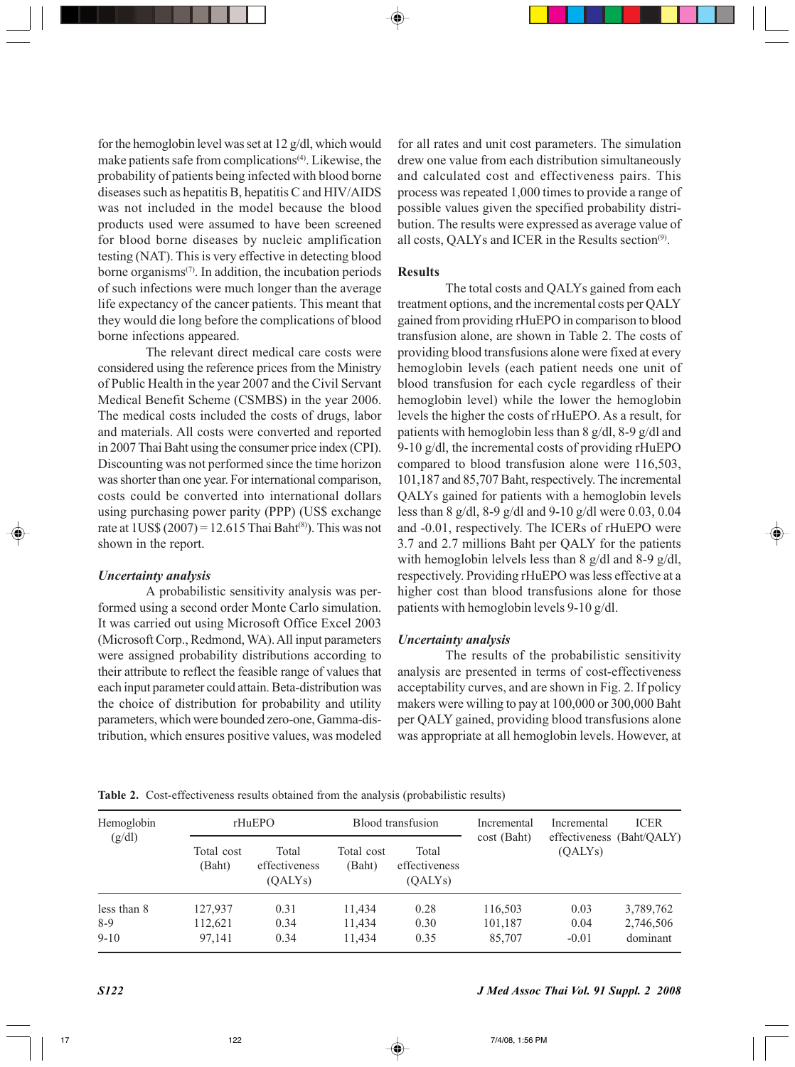for the hemoglobin level was set at 12 g/dl, which would make patients safe from complications[4]. Likewise, the probability of patients being infected with blood borne diseases such as hepatitis B, hepatitis C and HIV/AIDS was not included in the model because the blood products used were assumed to have been screened for blood borne diseases by nucleic amplification testing (NAT). This is very effective in detecting blood borne organisms[7]. In addition, the incubation periods of such infections were much longer than the average life expectancy of the cancer patients. This meant that they would die long before the complications of blood borne infections appeared.

The relevant direct medical care costs were considered using the reference prices from the Ministry of Public Health in the year 2007 and the Civil Servant Medical Benefit Scheme (CSMBS) in the year 2006. The medical costs included the costs of drugs, labor and materials. All costs were converted and reported in 2007 Thai Baht using the consumer price index (CPI). Discounting was not performed since the time horizon was shorter than one year. For international comparison, costs could be converted into international dollars using purchasing power parity (PPP) (US$ exchange rate at 1US$ (2007) = 12.615 Thai Baht[8]). This was not shown in the report.

### *Uncertainty analysis*

A probabilistic sensitivity analysis was performed using a second order Monte Carlo simulation. It was carried out using Microsoft Office Excel 2003 (Microsoft Corp., Redmond, WA). All input parameters were assigned probability distributions according to their attribute to reflect the feasible range of values that each input parameter could attain. Beta-distribution was the choice of distribution for probability and utility parameters, which were bounded zero-one, Gamma-distribution, which ensures positive values, was modeled for all rates and unit cost parameters. The simulation drew one value from each distribution simultaneously and calculated cost and effectiveness pairs. This process was repeated 1,000 times to provide a range of possible values given the specified probability distribution. The results were expressed as average value of all costs, QALYs and ICER in the Results section[9].

## Results

The total costs and QALYs gained from each treatment options, and the incremental costs per QALY gained from providing rHuEPO in comparison to blood transfusion alone, are shown in Table 2. The costs of providing blood transfusions alone were fixed at every hemoglobin levels (each patient needs one unit of blood transfusion for each cycle regardless of their hemoglobin level) while the lower the hemoglobin levels the higher the costs of rHuEPO. As a result, for patients with hemoglobin less than 8 g/dl, 8-9 g/dl and 9-10 g/dl, the incremental costs of providing rHuEPO compared to blood transfusion alone were 116,503, 101,187 and 85,707 Baht, respectively. The incremental QALYs gained for patients with a hemoglobin levels less than 8 g/dl, 8-9 g/dl and 9-10 g/dl were 0.03, 0.04 and -0.01, respectively. The ICERs of rHuEPO were 3.7 and 2.7 millions Baht per QALY for the patients with hemoglobin lelvels less than 8 g/dl and 8-9 g/dl, respectively. Providing rHuEPO was less effective at a higher cost than blood transfusions alone for those patients with hemoglobin levels 9-10 g/dl.

### *Uncertainty analysis*

The results of the probabilistic sensitivity analysis are presented in terms of cost-effectiveness acceptability curves, and are shown in Fig. 2. If policy makers were willing to pay at 100,000 or 300,000 Baht per QALY gained, providing blood transfusions alone was appropriate at all hemoglobin levels. However, at

**Table 2.** Cost-effectiveness results obtained from the analysis (probabilistic results)

| Hemoglobin (g/dl) | rHuEPO | | Blood transfusion | | Incremental cost (Baht) | Incremental effectiveness (QALYs) | ICER (Baht/QALY) |
|---|---|---|---|---|---|---|---|
| | Total cost (Baht) | Total effectiveness (QALYs) | Total cost (Baht) | Total effectiveness (QALYs) | | | |
| less than 8 | 127,937 | 0.31 | 11,434 | 0.28 | 116,503 | 0.03 | 3,789,762 |
| 8-9 | 112,621 | 0.34 | 11,434 | 0.30 | 101,187 | 0.04 | 2,746,506 |
| 9-10 | 97,141 | 0.34 | 11,434 | 0.35 | 85,707 | -0.01 | dominant |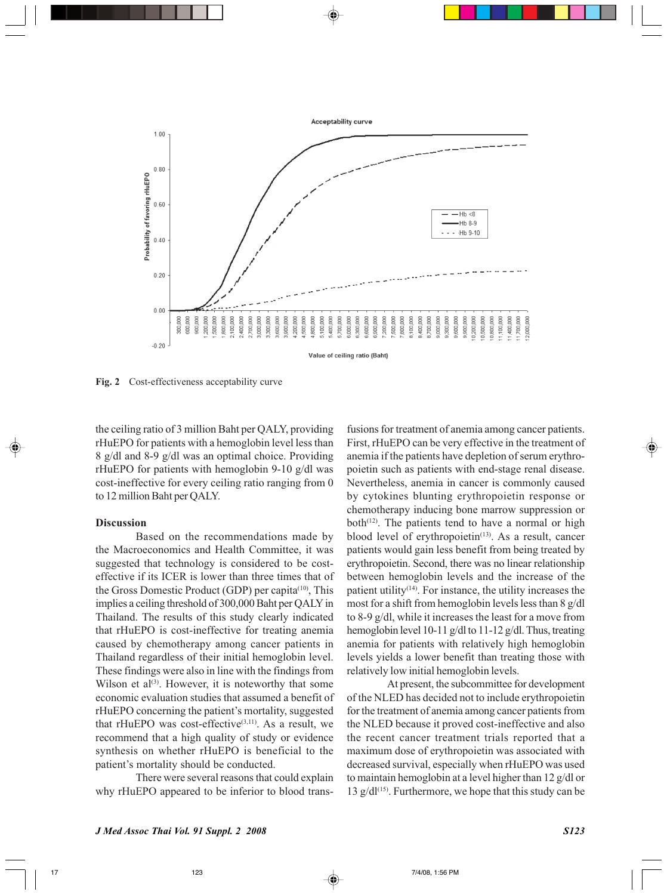Fig. 2 Cost-effectiveness acceptability curve

the ceiling ratio of 3 million Baht per QALY, providing rHuEPO for patients with a hemoglobin level less than 8 g/dl and 8-9 g/dl was an optimal choice. Providing rHuEPO for patients with hemoglobin 9-10 g/dl was cost-ineffective for every ceiling ratio ranging from 0 to 12 million Baht per QALY.

## Discussion

Based on the recommendations made by the Macroeconomics and Health Committee, it was suggested that technology is considered to be cost-effective if its ICER is lower than three times that of the Gross Domestic Product (GDP) per capita[10], This implies a ceiling threshold of 300,000 Baht per QALY in Thailand. The results of this study clearly indicated that rHuEPO is cost-ineffective for treating anemia caused by chemotherapy among cancer patients in Thailand regardless of their initial hemoglobin level. These findings were also in line with the findings from Wilson et al[3]. However, it is noteworthy that some economic evaluation studies that assumed a benefit of rHuEPO concerning the patient's mortality, suggested that rHuEPO was cost-effective[3,11]. As a result, we recommend that a high quality of study or evidence synthesis on whether rHuEPO is beneficial to the patient's mortality should be conducted.

There were several reasons that could explain why rHuEPO appeared to be inferior to blood transfusions for treatment of anemia among cancer patients. First, rHuEPO can be very effective in the treatment of anemia if the patients have depletion of serum erythropoietin such as patients with end-stage renal disease. Nevertheless, anemia in cancer is commonly caused by cytokines blunting erythropoietin response or chemotherapy inducing bone marrow suppression or both[12]. The patients tend to have a normal or high blood level of erythropoietin[13]. As a result, cancer patients would gain less benefit from being treated by erythropoietin. Second, there was no linear relationship between hemoglobin levels and the increase of the patient utility[14]. For instance, the utility increases the most for a shift from hemoglobin levels less than 8 g/dl to 8-9 g/dl, while it increases the least for a move from hemoglobin level 10-11 g/dl to 11-12 g/dl. Thus, treating anemia for patients with relatively high hemoglobin levels yields a lower benefit than treating those with relatively low initial hemoglobin levels.

At present, the subcommittee for development of the NLED has decided not to include erythropoietin for the treatment of anemia among cancer patients from the NLED because it proved cost-ineffective and also the recent cancer treatment trials reported that a maximum dose of erythropoietin was associated with decreased survival, especially when rHuEPO was used to maintain hemoglobin at a level higher than 12 g/dl or 13 g/dl[15]. Furthermore, we hope that this study can be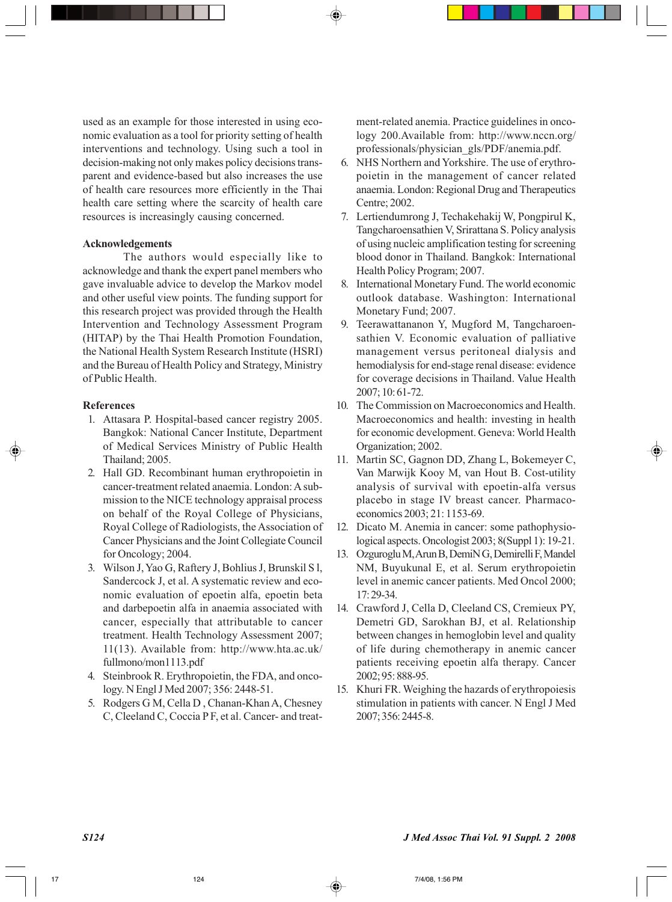used as an example for those interested in using economic evaluation as a tool for priority setting of health interventions and technology. Using such a tool in decision-making not only makes policy decisions transparent and evidence-based but also increases the use of health care resources more efficiently in the Thai health care setting where the scarcity of health care resources is increasingly causing concerned.

## Acknowledgements

The authors would especially like to acknowledge and thank the expert panel members who gave invaluable advice to develop the Markov model and other useful view points. The funding support for this research project was provided through the Health Intervention and Technology Assessment Program (HITAP) by the Thai Health Promotion Foundation, the National Health System Research Institute (HSRI) and the Bureau of Health Policy and Strategy, Ministry of Public Health.

## References

1. Attasara P. Hospital-based cancer registry 2005. Bangkok: National Cancer Institute, Department of Medical Services Ministry of Public Health Thailand; 2005.
2. Hall GD. Recombinant human erythropoietin in cancer-treatment related anaemia. London: A submission to the NICE technology appraisal process on behalf of the Royal College of Physicians, Royal College of Radiologists, the Association of Cancer Physicians and the Joint Collegiate Council for Oncology; 2004.
3. Wilson J, Yao G, Raftery J, Bohlius J, Brunskil S l, Sandercock J, et al. A systematic review and economic evaluation of epoetin alfa, epoetin beta and darbepoetin alfa in anaemia associated with cancer, especially that attributable to cancer treatment. Health Technology Assessment 2007; 11(13). Available from: http://www.hta.ac.uk/fullmono/mon1113.pdf
4. Steinbrook R. Erythropoietin, the FDA, and oncology. N Engl J Med 2007; 356: 2448-51.
5. Rodgers G M, Cella D , Chanan-Khan A, Chesney C, Cleeland C, Coccia P F, et al. Cancer- and treatment-related anemia. Practice guidelines in oncology 200.Available from: http://www.nccn.org/professionals/physician_gls/PDF/anemia.pdf.
6. NHS Northern and Yorkshire. The use of erythropoietin in the management of cancer related anaemia. London: Regional Drug and Therapeutics Centre; 2002.
7. Lertiendumrong J, Techakehakij W, Pongpirul K, Tangcharoensathien V, Srirattana S. Policy analysis of using nucleic amplification testing for screening blood donor in Thailand. Bangkok: International Health Policy Program; 2007.
8. International Monetary Fund. The world economic outlook database. Washington: International Monetary Fund; 2007.
9. Teerawattananon Y, Mugford M, Tangcharoensathien V. Economic evaluation of palliative management versus peritoneal dialysis and hemodialysis for end-stage renal disease: evidence for coverage decisions in Thailand. Value Health 2007; 10: 61-72.
10. The Commission on Macroeconomics and Health. Macroeconomics and health: investing in health for economic development. Geneva: World Health Organization; 2002.
11. Martin SC, Gagnon DD, Zhang L, Bokemeyer C, Van Marwijk Kooy M, van Hout B. Cost-utility analysis of survival with epoetin-alfa versus placebo in stage IV breast cancer. Pharmacoeconomics 2003; 21: 1153-69.
12. Dicato M. Anemia in cancer: some pathophysiological aspects. Oncologist 2003; 8(Suppl 1): 19-21.
13. Ozguroglu M, Arun B, DemiN G, Demirelli F, Mandel NM, Buyukunal E, et al. Serum erythropoietin level in anemic cancer patients. Med Oncol 2000; 17: 29-34.
14. Crawford J, Cella D, Cleeland CS, Cremieux PY, Demetri GD, Sarokhan BJ, et al. Relationship between changes in hemoglobin level and quality of life during chemotherapy in anemic cancer patients receiving epoetin alfa therapy. Cancer 2002; 95: 888-95.
15. Khuri FR. Weighing the hazards of erythropoiesis stimulation in patients with cancer. N Engl J Med 2007; 356: 2445-8.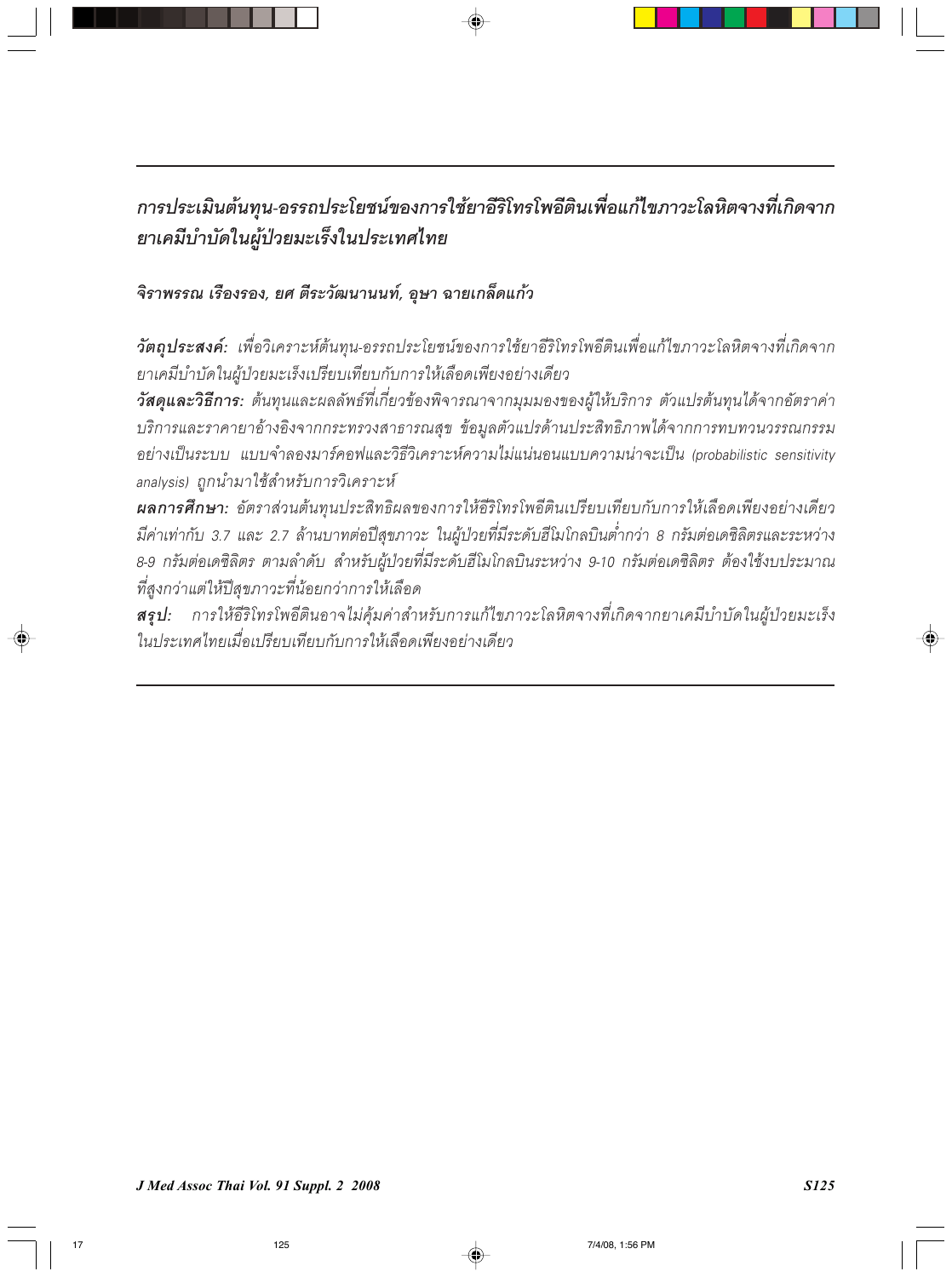## *การประเมินต้นทุน-อรรถประโยชน์ของการใช้ยาอีริโทรโพอีตินเพื่อแก้ไขภาวะโลหิตจางที่เกิดจากยาเคมีบำบัดในผู้ป่วยมะเร็งในประเทศไทย*

***จิราพรรณ เรืองรอง, ยศ ตีระวัฒนานนท์, อุษา ฉายเกล็ดแก้ว***

***วัตถุประสงค์:*** *เพื่อวิเคราะห์ต้นทุน-อรรถประโยชน์ของการใช้ยาอีริโทรโพอีตินเพื่อแก้ไขภาวะโลหิตจางที่เกิดจากยาเคมีบำบัดในผู้ป่วยมะเร็งเปรียบเทียบกับการให้เลือดเพียงอย่างเดียว*

***วัสดุและวิธีการ:*** *ต้นทุนและผลลัพธ์ที่เกี่ยวข้องพิจารณาจากมุมมองของผู้ให้บริการ ตัวแปรต้นทุนได้จากอัตราค่าบริการและราคายาอ้างอิงจากกระทรวงสาธารณสุข ข้อมูลตัวแปรด้านประสิทธิภาพได้จากการทบทวนวรรณกรรมอย่างเป็นระบบ แบบจำลองมาร์คอฟและวิธีวิเคราะห์ความไม่แน่นอนแบบความน่าจะเป็น (probabilistic sensitivity analysis) ถูกนำมาใช้สำหรับการวิเคราะห์*

***ผลการศึกษา:*** *อัตราส่วนต้นทุนประสิทธิผลของการให้อีริโทรโพอีตินเปรียบเทียบกับการให้เลือดเพียงอย่างเดียวมีค่าเท่ากับ 3.7 และ 2.7 ล้านบาทต่อปีสุขภาวะ ในผู้ป่วยที่มีระดับฮีโมโกลบินต่ำกว่า 8 กรัมต่อเดซิลิตรและระหว่าง 8-9 กรัมต่อเดซิลิตร ตามลำดับ สำหรับผู้ป่วยที่มีระดับฮีโมโกลบินระหว่าง 9-10 กรัมต่อเดซิลิตร ต้องใช้งบประมาณที่สูงกว่าแต่ให้ปีสุขภาวะที่น้อยกว่าการให้เลือด*

***สรุป:*** *การให้อีริโทรโพอีตินอาจไม่คุ้มค่าสำหรับการแก้ไขภาวะโลหิตจางที่เกิดจากยาเคมีบำบัดในผู้ป่วยมะเร็งในประเทศไทยเมื่อเปรียบเทียบกับการให้เลือดเพียงอย่างเดียว*